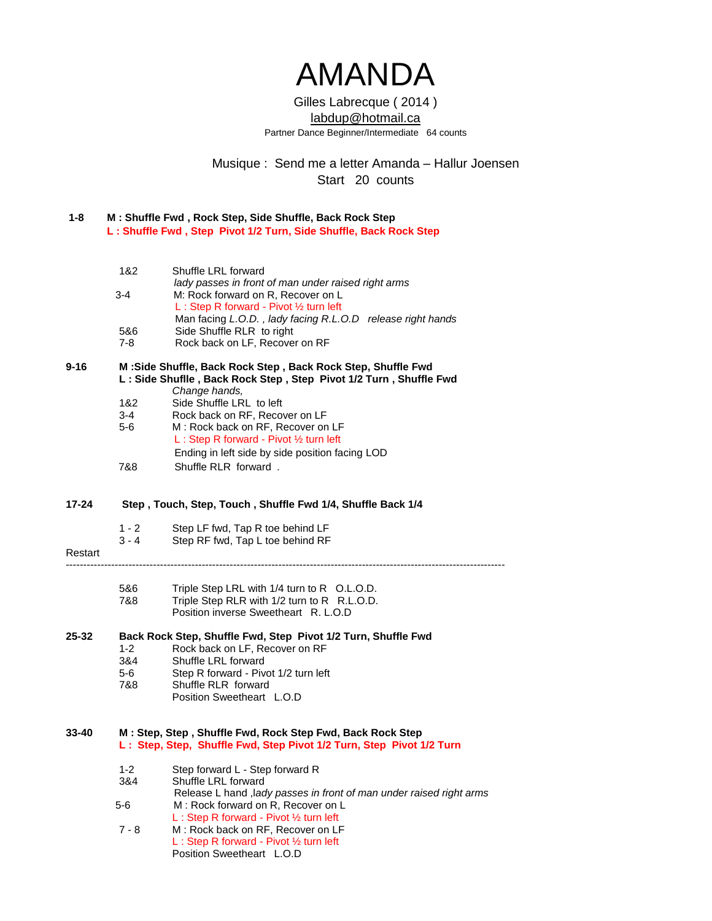# AMANDA

Gilles Labrecque ( 2014 )
labdup@hotmail.ca
Partner Dance Beginner/Intermediate 64 counts

Musique : Send me a letter Amanda – Hallur Joensen
Start 20 counts

**1-8** **M : Shuffle Fwd , Rock Step, Side Shuffle, Back Rock Step**
**L : Shuffle Fwd , Step Pivot 1/2 Turn, Side Shuffle, Back Rock Step**

| | |
|---|---|
| 1&2 | Shuffle LRL forward |
| | *lady passes in front of man under raised right arms* |
| 3-4 | M: Rock forward on R, Recover on L |
| | L : Step R forward - Pivot ½ turn left |
| | Man facing *L.O.D. , lady facing R.L.O.D release right hands* |
| 5&6 | Side Shuffle RLR to right |
| 7-8 | Rock back on LF, Recover on RF |

**9-16** **M :Side Shuffle, Back Rock Step , Back Rock Step, Shuffle Fwd**
**L : Side Shuffle , Back Rock Step , Step Pivot 1/2 Turn , Shuffle Fwd**

| | |
|---|---|
| | *Change hands,* |
| 1&2 | Side Shuffle LRL to left |
| 3-4 | Rock back on RF, Recover on LF |
| 5-6 | M : Rock back on RF, Recover on LF |
| | L : Step R forward - Pivot ½ turn left |
| | Ending in left side by side position facing LOD |
| 7&8 | Shuffle RLR forward . |

**17-24** **Step , Touch, Step, Touch , Shuffle Fwd 1/4, Shuffle Back 1/4**

| | |
|---|---|
| 1 - 2 | Step LF fwd, Tap R toe behind LF |
| 3 - 4 | Step RF fwd, Tap L toe behind RF |

Restart

---

| | |
|---|---|
| 5&6 | Triple Step LRL with 1/4 turn to R O.L.O.D. |
| 7&8 | Triple Step RLR with 1/2 turn to R R.L.O.D. |
| | Position inverse Sweetheart R. L.O.D |

**25-32** **Back Rock Step, Shuffle Fwd, Step Pivot 1/2 Turn, Shuffle Fwd**

| | |
|---|---|
| 1-2 | Rock back on LF, Recover on RF |
| 3&4 | Shuffle LRL forward |
| 5-6 | Step R forward - Pivot 1/2 turn left |
| 7&8 | Shuffle RLR forward |
| | Position Sweetheart L.O.D |

**33-40** **M : Step, Step , Shuffle Fwd, Rock Step Fwd, Back Rock Step**
**L : Step, Step, Shuffle Fwd, Step Pivot 1/2 Turn, Step Pivot 1/2 Turn**

| | |
|---|---|
| 1-2 | Step forward L - Step forward R |
| 3&4 | Shuffle LRL forward |
| | Release L hand ,*lady passes in front of man under raised right arms* |
| 5-6 | M : Rock forward on R, Recover on L |
| | L : Step R forward - Pivot ½ turn left |
| 7 - 8 | M : Rock back on RF, Recover on LF |
| | L : Step R forward - Pivot ½ turn left |
| | Position Sweetheart L.O.D |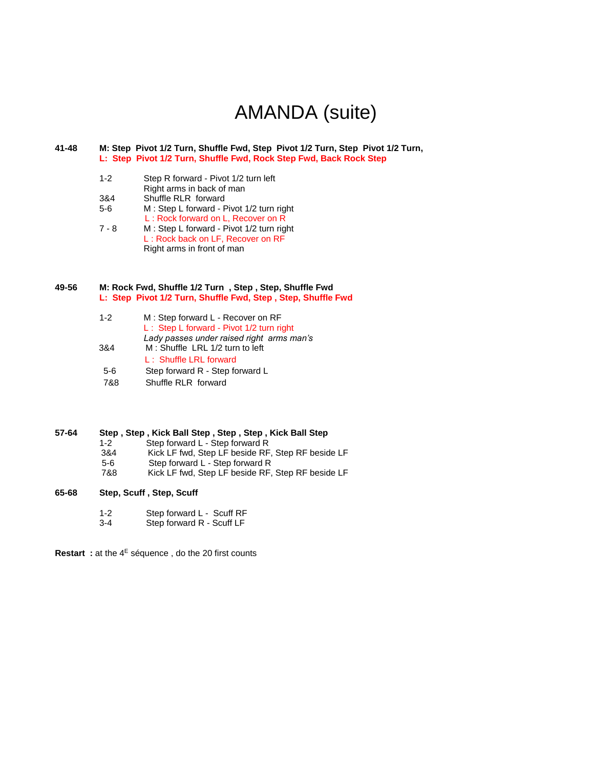# AMANDA (suite)

**41-48** **M: Step Pivot 1/2 Turn, Shuffle Fwd, Step Pivot 1/2 Turn, Step Pivot 1/2 Turn,**
**L: Step Pivot 1/2 Turn, Shuffle Fwd, Rock Step Fwd, Back Rock Step**

| | |
|---|---|
| 1-2 | Step R forward - Pivot 1/2 turn left |
| | Right arms in back of man |
| 3&4 | Shuffle RLR forward |
| 5-6 | M : Step L forward - Pivot 1/2 turn right |
| | L : Rock forward on L, Recover on R |
| 7 - 8 | M : Step L forward - Pivot 1/2 turn right |
| | L : Rock back on LF, Recover on RF |
| | Right arms in front of man |

**49-56** **M: Rock Fwd, Shuffle 1/2 Turn , Step , Step, Shuffle Fwd**
**L: Step Pivot 1/2 Turn, Shuffle Fwd, Step , Step, Shuffle Fwd**

| | |
|---|---|
| 1-2 | M : Step forward L - Recover on RF |
| | L : Step L forward - Pivot 1/2 turn right |
| | *Lady passes under raised right arms man's* |
| 3&4 | M : Shuffle LRL 1/2 turn to left |
| | L : Shuffle LRL forward |
| 5-6 | Step forward R - Step forward L |
| 7&8 | Shuffle RLR forward |

**57-64** **Step , Step , Kick Ball Step , Step , Step , Kick Ball Step**

| | |
|---|---|
| 1-2 | Step forward L - Step forward R |
| 3&4 | Kick LF fwd, Step LF beside RF, Step RF beside LF |
| 5-6 | Step forward L - Step forward R |
| 7&8 | Kick LF fwd, Step LF beside RF, Step RF beside LF |

**65-68** **Step, Scuff , Step, Scuff**

| | |
|---|---|
| 1-2 | Step forward L - Scuff RF |
| 3-4 | Step forward R - Scuff LF |

**Restart :** at the 4[E] séquence , do the 20 first counts